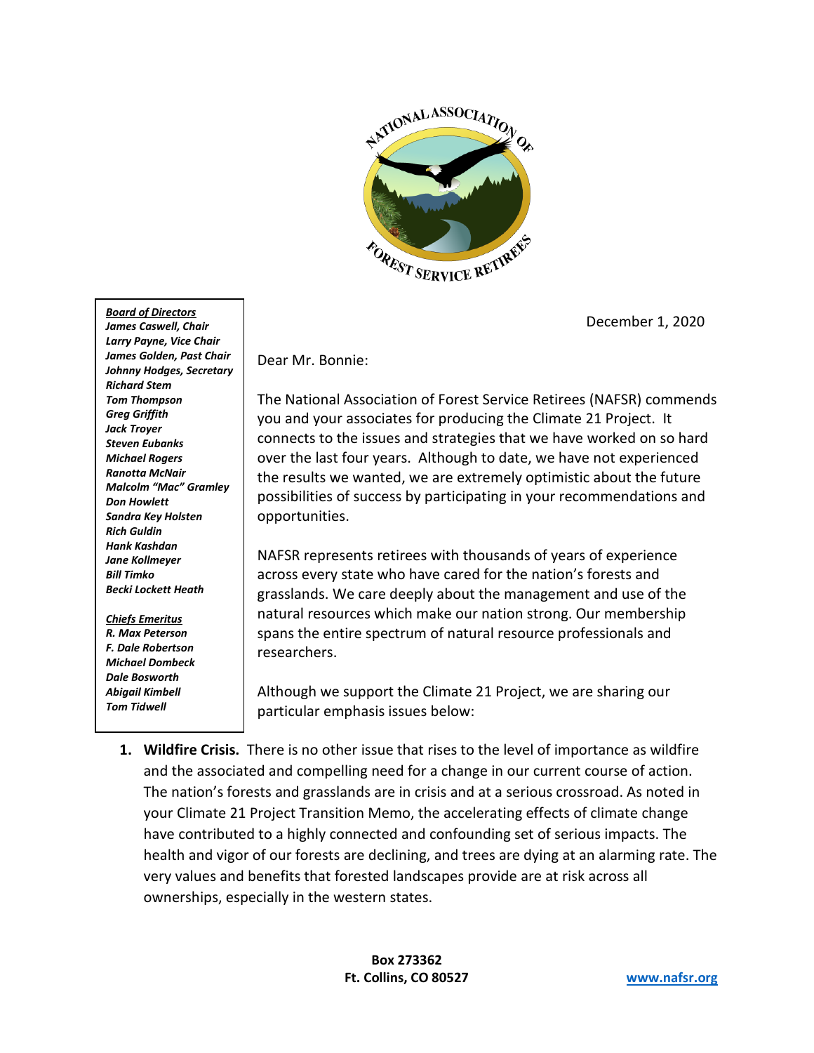NATIONAL ASSOCIATION OF FOREST SERVICE RETIREES

***Board of Directors***
***James Caswell, Chair***
***Larry Payne, Vice Chair***
***James Golden, Past Chair***
***Johnny Hodges, Secretary***
***Richard Stem***
***Tom Thompson***
***Greg Griffith***
***Jack Troyer***
***Steven Eubanks***
***Michael Rogers***
***Ranotta McNair***
***Malcolm "Mac" Gramley***
***Don Howlett***
***Sandra Key Holsten***
***Rich Guldin***
***Hank Kashdan***
***Jane Kollmeyer***
***Bill Timko***
***Becki Lockett Heath***

***Chiefs Emeritus***
***R. Max Peterson***
***F. Dale Robertson***
***Michael Dombeck***
***Dale Bosworth***
***Abigail Kimbell***
***Tom Tidwell***

December 1, 2020

Dear Mr. Bonnie:

The National Association of Forest Service Retirees (NAFSR) commends you and your associates for producing the Climate 21 Project. It connects to the issues and strategies that we have worked on so hard over the last four years. Although to date, we have not experienced the results we wanted, we are extremely optimistic about the future possibilities of success by participating in your recommendations and opportunities.

NAFSR represents retirees with thousands of years of experience across every state who have cared for the nation's forests and grasslands. We care deeply about the management and use of the natural resources which make our nation strong. Our membership spans the entire spectrum of natural resource professionals and researchers.

Although we support the Climate 21 Project, we are sharing our particular emphasis issues below:

1. **Wildfire Crisis.** There is no other issue that rises to the level of importance as wildfire and the associated and compelling need for a change in our current course of action. The nation's forests and grasslands are in crisis and at a serious crossroad. As noted in your Climate 21 Project Transition Memo, the accelerating effects of climate change have contributed to a highly connected and confounding set of serious impacts. The health and vigor of our forests are declining, and trees are dying at an alarming rate. The very values and benefits that forested landscapes provide are at risk across all ownerships, especially in the western states.

**Box 273362**
**Ft. Collins, CO 80527**
www.nafsr.org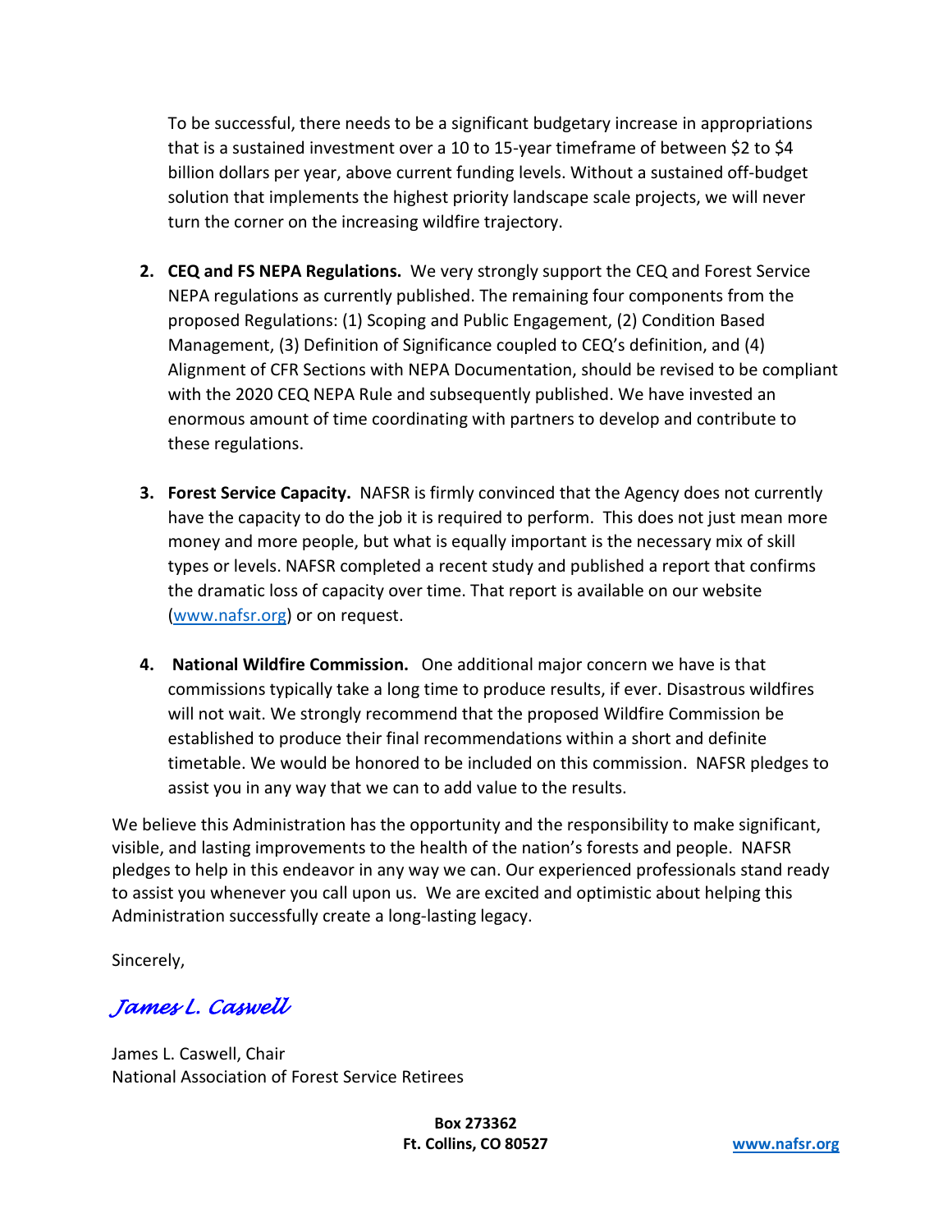To be successful, there needs to be a significant budgetary increase in appropriations that is a sustained investment over a 10 to 15-year timeframe of between $2 to $4 billion dollars per year, above current funding levels. Without a sustained off-budget solution that implements the highest priority landscape scale projects, we will never turn the corner on the increasing wildfire trajectory.

2. **CEQ and FS NEPA Regulations.** We very strongly support the CEQ and Forest Service NEPA regulations as currently published. The remaining four components from the proposed Regulations: (1) Scoping and Public Engagement, (2) Condition Based Management, (3) Definition of Significance coupled to CEQ's definition, and (4) Alignment of CFR Sections with NEPA Documentation, should be revised to be compliant with the 2020 CEQ NEPA Rule and subsequently published. We have invested an enormous amount of time coordinating with partners to develop and contribute to these regulations.

3. **Forest Service Capacity.** NAFSR is firmly convinced that the Agency does not currently have the capacity to do the job it is required to perform. This does not just mean more money and more people, but what is equally important is the necessary mix of skill types or levels. NAFSR completed a recent study and published a report that confirms the dramatic loss of capacity over time. That report is available on our website ([www.nafsr.org](http://www.nafsr.org)) or on request.

4. **National Wildfire Commission.** One additional major concern we have is that commissions typically take a long time to produce results, if ever. Disastrous wildfires will not wait. We strongly recommend that the proposed Wildfire Commission be established to produce their final recommendations within a short and definite timetable. We would be honored to be included on this commission. NAFSR pledges to assist you in any way that we can to add value to the results.

We believe this Administration has the opportunity and the responsibility to make significant, visible, and lasting improvements to the health of the nation's forests and people. NAFSR pledges to help in this endeavor in any way we can. Our experienced professionals stand ready to assist you whenever you call upon us. We are excited and optimistic about helping this Administration successfully create a long-lasting legacy.

Sincerely,

*James L. Caswell*

James L. Caswell, Chair
National Association of Forest Service Retirees

**Box 273362**
**Ft. Collins, CO 80527**

**[www.nafsr.org](http://www.nafsr.org)**